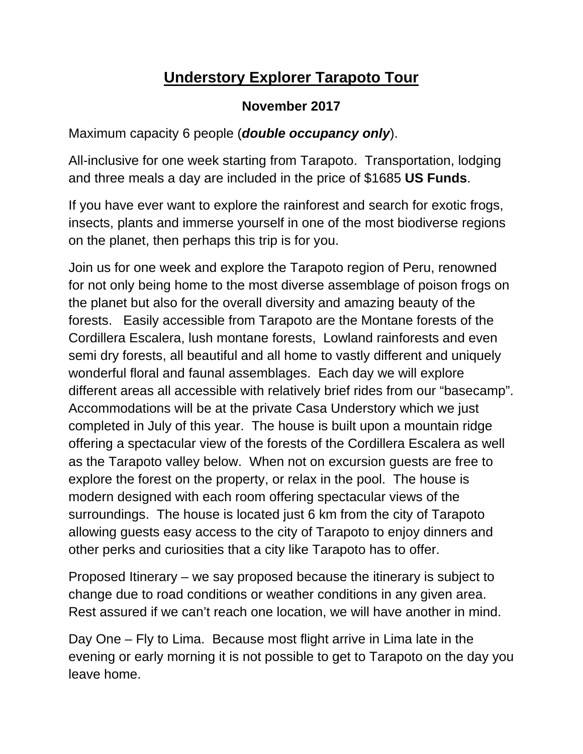# Understory Explorer Tarapoto Tour

**November 2017**

Maximum capacity 6 people (***double occupancy only***).

All-inclusive for one week starting from Tarapoto. Transportation, lodging and three meals a day are included in the price of $1685 **US Funds**.

If you have ever want to explore the rainforest and search for exotic frogs, insects, plants and immerse yourself in one of the most biodiverse regions on the planet, then perhaps this trip is for you.

Join us for one week and explore the Tarapoto region of Peru, renowned for not only being home to the most diverse assemblage of poison frogs on the planet but also for the overall diversity and amazing beauty of the forests. Easily accessible from Tarapoto are the Montane forests of the Cordillera Escalera, lush montane forests, Lowland rainforests and even semi dry forests, all beautiful and all home to vastly different and uniquely wonderful floral and faunal assemblages. Each day we will explore different areas all accessible with relatively brief rides from our "basecamp". Accommodations will be at the private Casa Understory which we just completed in July of this year. The house is built upon a mountain ridge offering a spectacular view of the forests of the Cordillera Escalera as well as the Tarapoto valley below. When not on excursion guests are free to explore the forest on the property, or relax in the pool. The house is modern designed with each room offering spectacular views of the surroundings. The house is located just 6 km from the city of Tarapoto allowing guests easy access to the city of Tarapoto to enjoy dinners and other perks and curiosities that a city like Tarapoto has to offer.

Proposed Itinerary – we say proposed because the itinerary is subject to change due to road conditions or weather conditions in any given area. Rest assured if we can't reach one location, we will have another in mind.

Day One – Fly to Lima. Because most flight arrive in Lima late in the evening or early morning it is not possible to get to Tarapoto on the day you leave home.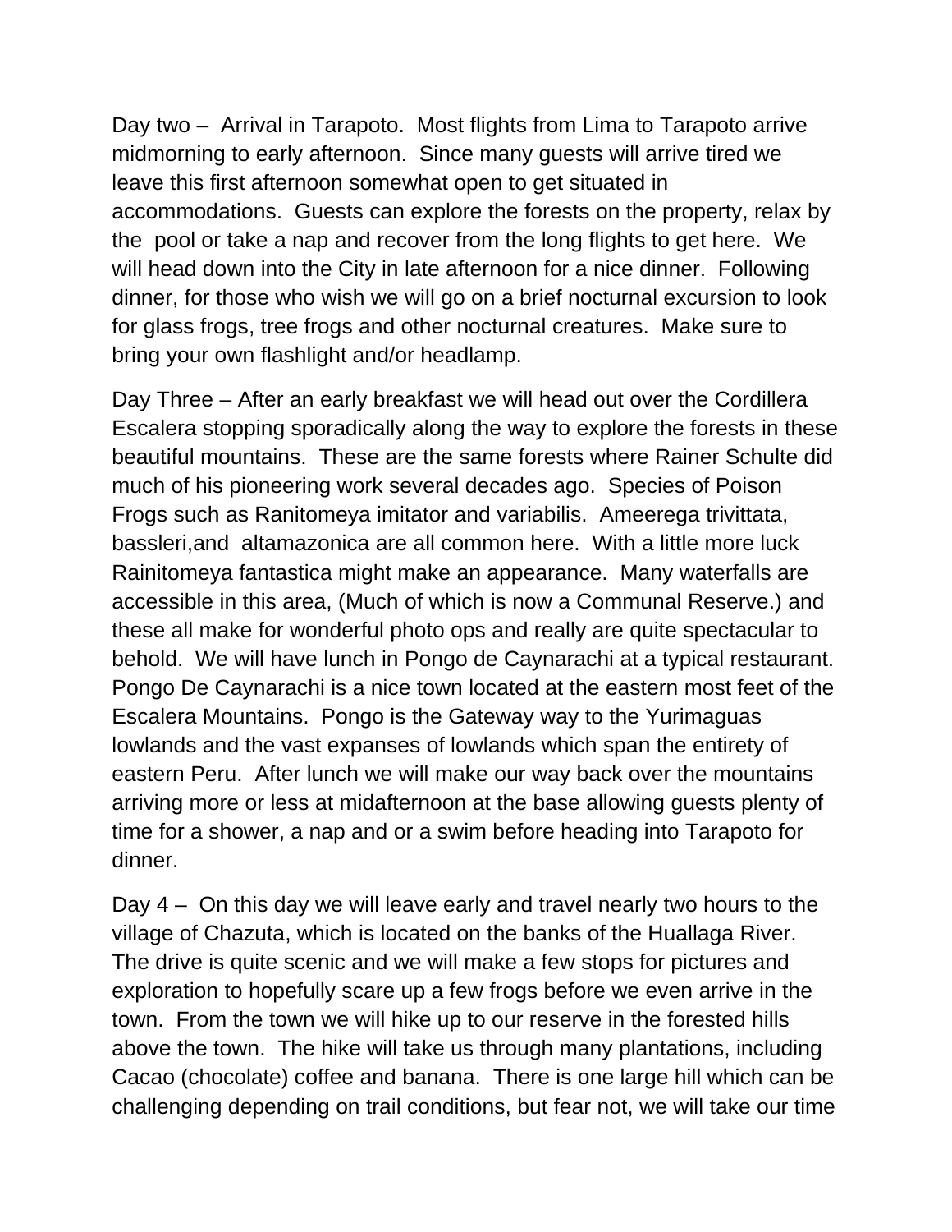Day two – Arrival in Tarapoto. Most flights from Lima to Tarapoto arrive midmorning to early afternoon. Since many guests will arrive tired we leave this first afternoon somewhat open to get situated in accommodations. Guests can explore the forests on the property, relax by the pool or take a nap and recover from the long flights to get here. We will head down into the City in late afternoon for a nice dinner. Following dinner, for those who wish we will go on a brief nocturnal excursion to look for glass frogs, tree frogs and other nocturnal creatures. Make sure to bring your own flashlight and/or headlamp.

Day Three – After an early breakfast we will head out over the Cordillera Escalera stopping sporadically along the way to explore the forests in these beautiful mountains. These are the same forests where Rainer Schulte did much of his pioneering work several decades ago. Species of Poison Frogs such as Ranitomeya imitator and variabilis. Ameerega trivittata, bassleri,and altamazonica are all common here. With a little more luck Rainitomeya fantastica might make an appearance. Many waterfalls are accessible in this area, (Much of which is now a Communal Reserve.) and these all make for wonderful photo ops and really are quite spectacular to behold. We will have lunch in Pongo de Caynarachi at a typical restaurant. Pongo De Caynarachi is a nice town located at the eastern most feet of the Escalera Mountains. Pongo is the Gateway way to the Yurimaguas lowlands and the vast expanses of lowlands which span the entirety of eastern Peru. After lunch we will make our way back over the mountains arriving more or less at midafternoon at the base allowing guests plenty of time for a shower, a nap and or a swim before heading into Tarapoto for dinner.

Day 4 – On this day we will leave early and travel nearly two hours to the village of Chazuta, which is located on the banks of the Huallaga River. The drive is quite scenic and we will make a few stops for pictures and exploration to hopefully scare up a few frogs before we even arrive in the town. From the town we will hike up to our reserve in the forested hills above the town. The hike will take us through many plantations, including Cacao (chocolate) coffee and banana. There is one large hill which can be challenging depending on trail conditions, but fear not, we will take our time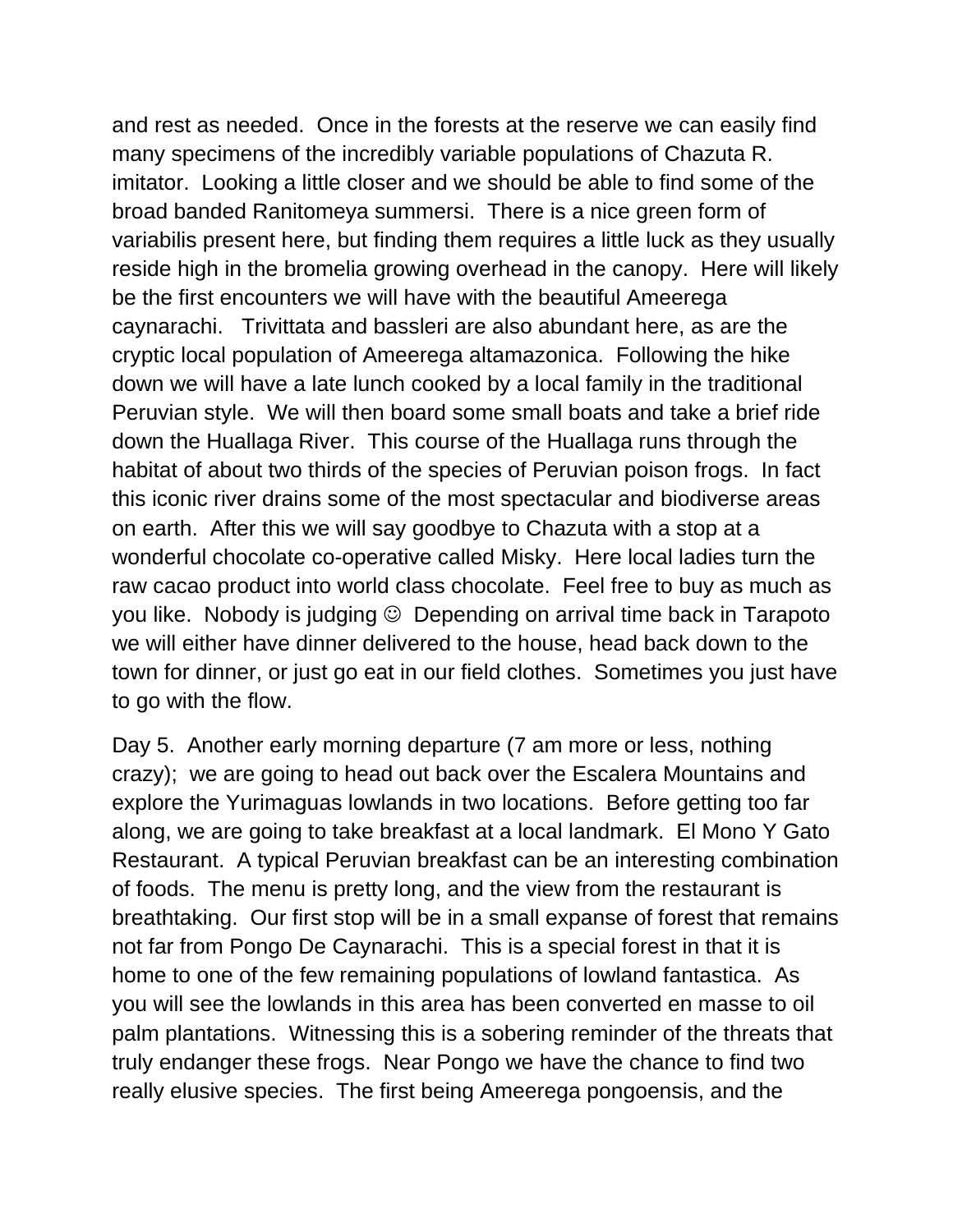and rest as needed. Once in the forests at the reserve we can easily find many specimens of the incredibly variable populations of Chazuta R. imitator. Looking a little closer and we should be able to find some of the broad banded Ranitomeya summersi. There is a nice green form of variabilis present here, but finding them requires a little luck as they usually reside high in the bromelia growing overhead in the canopy. Here will likely be the first encounters we will have with the beautiful Ameerega caynarachi. Trivittata and bassleri are also abundant here, as are the cryptic local population of Ameerega altamazonica. Following the hike down we will have a late lunch cooked by a local family in the traditional Peruvian style. We will then board some small boats and take a brief ride down the Huallaga River. This course of the Huallaga runs through the habitat of about two thirds of the species of Peruvian poison frogs. In fact this iconic river drains some of the most spectacular and biodiverse areas on earth. After this we will say goodbye to Chazuta with a stop at a wonderful chocolate co-operative called Misky. Here local ladies turn the raw cacao product into world class chocolate. Feel free to buy as much as you like. Nobody is judging ☺ Depending on arrival time back in Tarapoto we will either have dinner delivered to the house, head back down to the town for dinner, or just go eat in our field clothes. Sometimes you just have to go with the flow.

Day 5. Another early morning departure (7 am more or less, nothing crazy); we are going to head out back over the Escalera Mountains and explore the Yurimaguas lowlands in two locations. Before getting too far along, we are going to take breakfast at a local landmark. El Mono Y Gato Restaurant. A typical Peruvian breakfast can be an interesting combination of foods. The menu is pretty long, and the view from the restaurant is breathtaking. Our first stop will be in a small expanse of forest that remains not far from Pongo De Caynarachi. This is a special forest in that it is home to one of the few remaining populations of lowland fantastica. As you will see the lowlands in this area has been converted en masse to oil palm plantations. Witnessing this is a sobering reminder of the threats that truly endanger these frogs. Near Pongo we have the chance to find two really elusive species. The first being Ameerega pongoensis, and the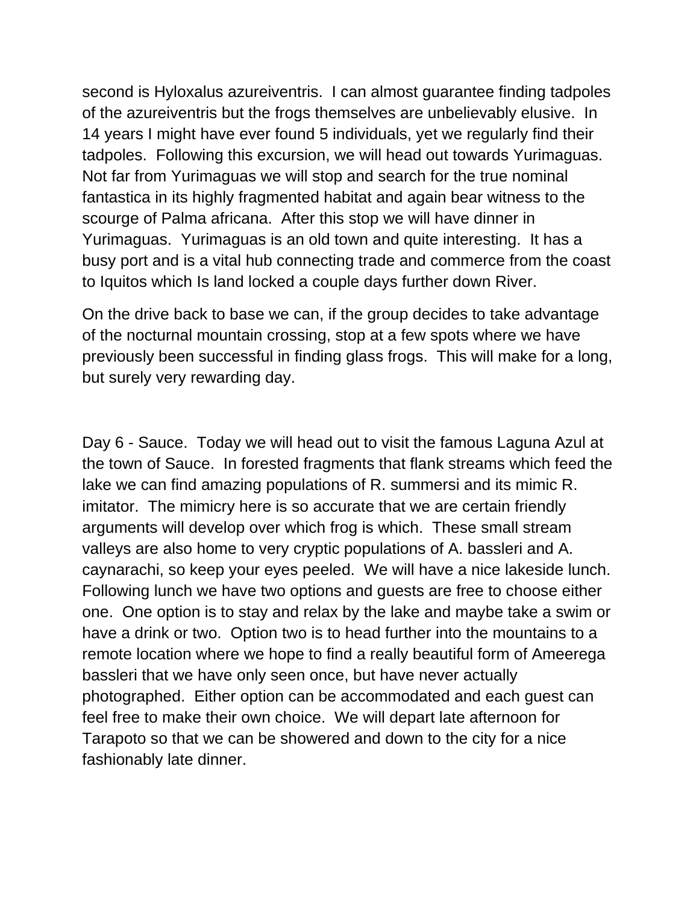second is Hyloxalus azureiventris. I can almost guarantee finding tadpoles of the azureiventris but the frogs themselves are unbelievably elusive. In 14 years I might have ever found 5 individuals, yet we regularly find their tadpoles. Following this excursion, we will head out towards Yurimaguas. Not far from Yurimaguas we will stop and search for the true nominal fantastica in its highly fragmented habitat and again bear witness to the scourge of Palma africana. After this stop we will have dinner in Yurimaguas. Yurimaguas is an old town and quite interesting. It has a busy port and is a vital hub connecting trade and commerce from the coast to Iquitos which Is land locked a couple days further down River.

On the drive back to base we can, if the group decides to take advantage of the nocturnal mountain crossing, stop at a few spots where we have previously been successful in finding glass frogs. This will make for a long, but surely very rewarding day.

Day 6 - Sauce. Today we will head out to visit the famous Laguna Azul at the town of Sauce. In forested fragments that flank streams which feed the lake we can find amazing populations of R. summersi and its mimic R. imitator. The mimicry here is so accurate that we are certain friendly arguments will develop over which frog is which. These small stream valleys are also home to very cryptic populations of A. bassleri and A. caynarachi, so keep your eyes peeled. We will have a nice lakeside lunch. Following lunch we have two options and guests are free to choose either one. One option is to stay and relax by the lake and maybe take a swim or have a drink or two. Option two is to head further into the mountains to a remote location where we hope to find a really beautiful form of Ameerega bassleri that we have only seen once, but have never actually photographed. Either option can be accommodated and each guest can feel free to make their own choice. We will depart late afternoon for Tarapoto so that we can be showered and down to the city for a nice fashionably late dinner.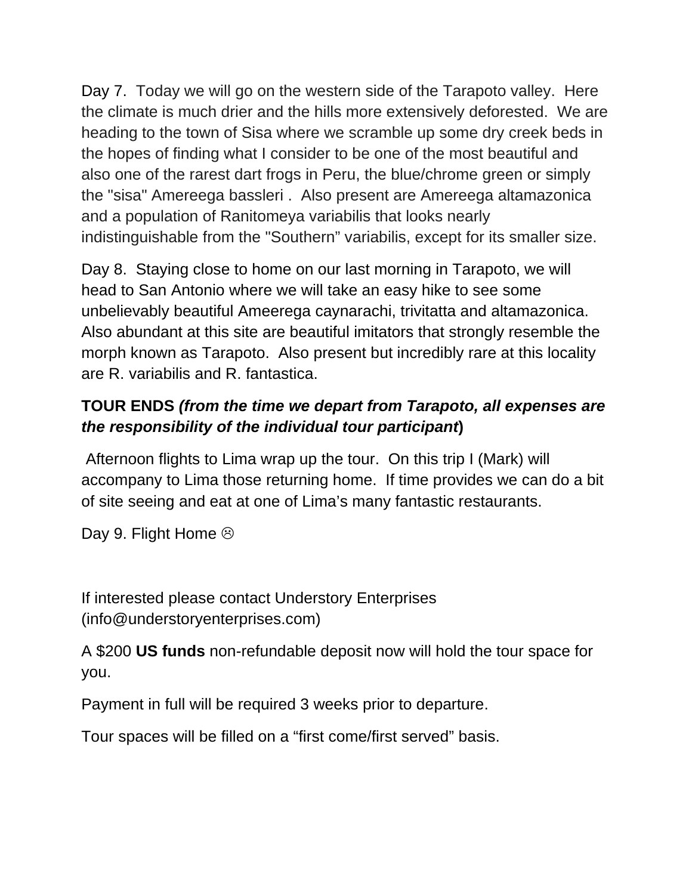Day 7. Today we will go on the western side of the Tarapoto valley. Here the climate is much drier and the hills more extensively deforested. We are heading to the town of Sisa where we scramble up some dry creek beds in the hopes of finding what I consider to be one of the most beautiful and also one of the rarest dart frogs in Peru, the blue/chrome green or simply the "sisa" Amereega bassleri . Also present are Amereega altamazonica and a population of Ranitomeya variabilis that looks nearly indistinguishable from the "Southern" variabilis, except for its smaller size.

Day 8. Staying close to home on our last morning in Tarapoto, we will head to San Antonio where we will take an easy hike to see some unbelievably beautiful Ameerega caynarachi, trivitatta and altamazonica. Also abundant at this site are beautiful imitators that strongly resemble the morph known as Tarapoto. Also present but incredibly rare at this locality are R. variabilis and R. fantastica.

**TOUR ENDS *(from the time we depart from Tarapoto, all expenses are the responsibility of the individual tour participant*)**

Afternoon flights to Lima wrap up the tour. On this trip I (Mark) will accompany to Lima those returning home. If time provides we can do a bit of site seeing and eat at one of Lima's many fantastic restaurants.

Day 9. Flight Home ☹

If interested please contact Understory Enterprises (info@understoryenterprises.com)

A $200 **US funds** non-refundable deposit now will hold the tour space for you.

Payment in full will be required 3 weeks prior to departure.

Tour spaces will be filled on a "first come/first served" basis.